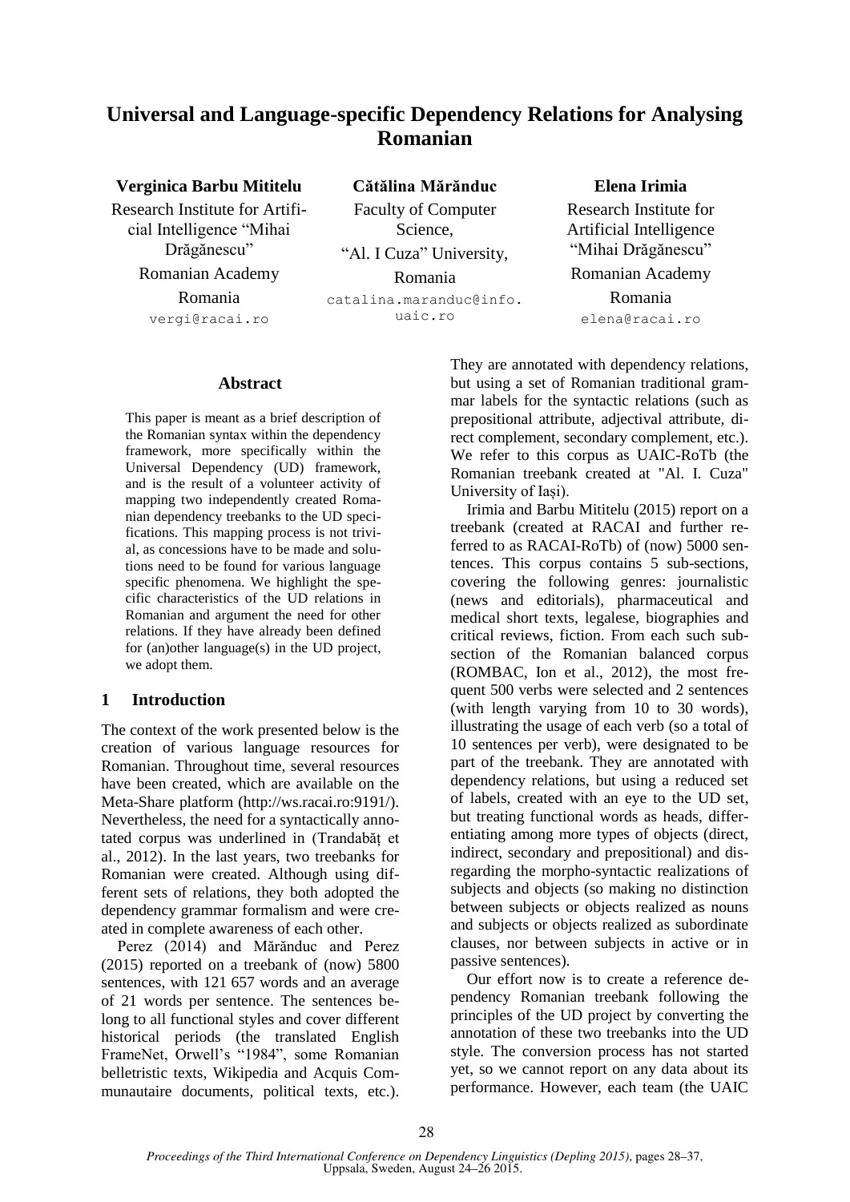# Universal and Language-specific Dependency Relations for Analysing Romanian

**Verginica Barbu Mititelu**
Research Institute for Artificial Intelligence "Mihai Drăgănescu"
Romanian Academy
Romania
vergi@racai.ro

**Cătălina Mărănduc**
Faculty of Computer Science,
"Al. I Cuza" University,
Romania
catalina.maranduc@info.uaic.ro

**Elena Irimia**
Research Institute for Artificial Intelligence "Mihai Drăgănescu"
Romanian Academy
Romania
elena@racai.ro

## Abstract

This paper is meant as a brief description of the Romanian syntax within the dependency framework, more specifically within the Universal Dependency (UD) framework, and is the result of a volunteer activity of mapping two independently created Romanian dependency treebanks to the UD specifications. This mapping process is not trivial, as concessions have to be made and solutions need to be found for various language specific phenomena. We highlight the specific characteristics of the UD relations in Romanian and argument the need for other relations. If they have already been defined for (an)other language(s) in the UD project, we adopt them.

## 1 Introduction

The context of the work presented below is the creation of various language resources for Romanian. Throughout time, several resources have been created, which are available on the Meta-Share platform (http://ws.racai.ro:9191/). Nevertheless, the need for a syntactically annotated corpus was underlined in (Trandabăț et al., 2012). In the last years, two treebanks for Romanian were created. Although using different sets of relations, they both adopted the dependency grammar formalism and were created in complete awareness of each other.

Perez (2014) and Mărănduc and Perez (2015) reported on a treebank of (now) 5800 sentences, with 121 657 words and an average of 21 words per sentence. The sentences belong to all functional styles and cover different historical periods (the translated English FrameNet, Orwell's "1984", some Romanian belletristic texts, Wikipedia and Acquis Communautaire documents, political texts, etc.). They are annotated with dependency relations, but using a set of Romanian traditional grammar labels for the syntactic relations (such as prepositional attribute, adjectival attribute, direct complement, secondary complement, etc.). We refer to this corpus as UAIC-RoTb (the Romanian treebank created at "Al. I. Cuza" University of Iași).

Irimia and Barbu Mititelu (2015) report on a treebank (created at RACAI and further referred to as RACAI-RoTb) of (now) 5000 sentences. This corpus contains 5 sub-sections, covering the following genres: journalistic (news and editorials), pharmaceutical and medical short texts, legalese, biographies and critical reviews, fiction. From each such subsection of the Romanian balanced corpus (ROMBAC, Ion et al., 2012), the most frequent 500 verbs were selected and 2 sentences (with length varying from 10 to 30 words), illustrating the usage of each verb (so a total of 10 sentences per verb), were designated to be part of the treebank. They are annotated with dependency relations, but using a reduced set of labels, created with an eye to the UD set, but treating functional words as heads, differentiating among more types of objects (direct, indirect, secondary and prepositional) and disregarding the morpho-syntactic realizations of subjects and objects (so making no distinction between subjects or objects realized as nouns and subjects or objects realized as subordinate clauses, nor between subjects in active or in passive sentences).

Our effort now is to create a reference dependency Romanian treebank following the principles of the UD project by converting the annotation of these two treebanks into the UD style. The conversion process has not started yet, so we cannot report on any data about its performance. However, each team (the UAIC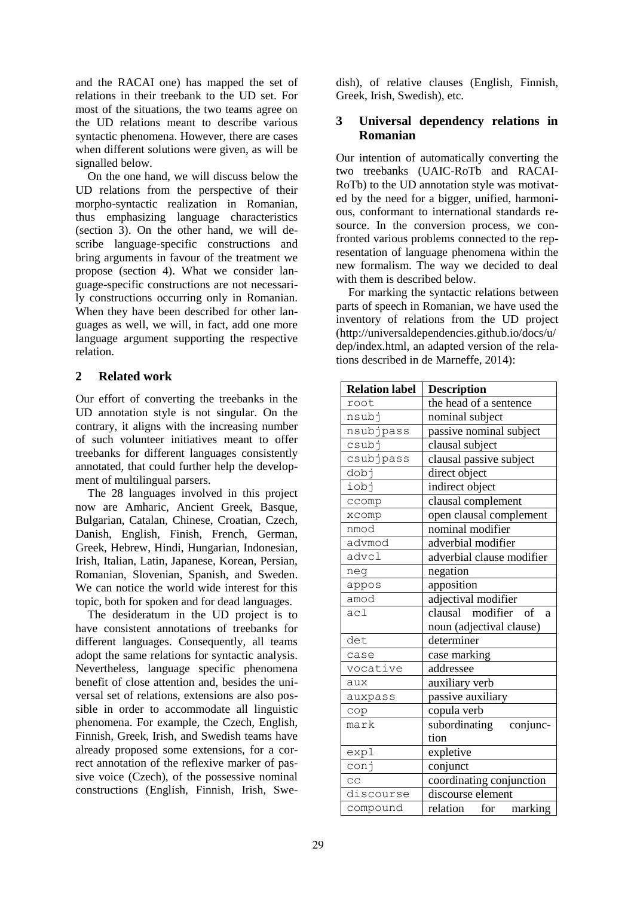and the RACAI one) has mapped the set of relations in their treebank to the UD set. For most of the situations, the two teams agree on the UD relations meant to describe various syntactic phenomena. However, there are cases when different solutions were given, as will be signalled below.

On the one hand, we will discuss below the UD relations from the perspective of their morpho-syntactic realization in Romanian, thus emphasizing language characteristics (section 3). On the other hand, we will describe language-specific constructions and bring arguments in favour of the treatment we propose (section 4). What we consider language-specific constructions are not necessarily constructions occurring only in Romanian. When they have been described for other languages as well, we will, in fact, add one more language argument supporting the respective relation.

## 2 Related work

Our effort of converting the treebanks in the UD annotation style is not singular. On the contrary, it aligns with the increasing number of such volunteer initiatives meant to offer treebanks for different languages consistently annotated, that could further help the development of multilingual parsers.

The 28 languages involved in this project now are Amharic, Ancient Greek, Basque, Bulgarian, Catalan, Chinese, Croatian, Czech, Danish, English, Finish, French, German, Greek, Hebrew, Hindi, Hungarian, Indonesian, Irish, Italian, Latin, Japanese, Korean, Persian, Romanian, Slovenian, Spanish, and Sweden. We can notice the world wide interest for this topic, both for spoken and for dead languages.

The desideratum in the UD project is to have consistent annotations of treebanks for different languages. Consequently, all teams adopt the same relations for syntactic analysis. Nevertheless, language specific phenomena benefit of close attention and, besides the universal set of relations, extensions are also possible in order to accommodate all linguistic phenomena. For example, the Czech, English, Finnish, Greek, Irish, and Swedish teams have already proposed some extensions, for a correct annotation of the reflexive marker of passive voice (Czech), of the possessive nominal constructions (English, Finnish, Irish, Swedish), of relative clauses (English, Finnish, Greek, Irish, Swedish), etc.

## 3 Universal dependency relations in Romanian

Our intention of automatically converting the two treebanks (UAIC-RoTb and RACAI-RoTb) to the UD annotation style was motivated by the need for a bigger, unified, harmonious, conformant to international standards resource. In the conversion process, we confronted various problems connected to the representation of language phenomena within the new formalism. The way we decided to deal with them is described below.

For marking the syntactic relations between parts of speech in Romanian, we have used the inventory of relations from the UD project (http://universaldependencies.github.io/docs/u/dep/index.html, an adapted version of the relations described in de Marneffe, 2014):

| Relation label | Description |
|---|---|
| root | the head of a sentence |
| nsubj | nominal subject |
| nsubjpass | passive nominal subject |
| csubj | clausal subject |
| csubjpass | clausal passive subject |
| dobj | direct object |
| iobj | indirect object |
| ccomp | clausal complement |
| xcomp | open clausal complement |
| nmod | nominal modifier |
| advmod | adverbial modifier |
| advcl | adverbial clause modifier |
| neg | negation |
| appos | apposition |
| amod | adjectival modifier |
| acl | clausal modifier of a noun (adjectival clause) |
| det | determiner |
| case | case marking |
| vocative | addressee |
| aux | auxiliary verb |
| auxpass | passive auxiliary |
| cop | copula verb |
| mark | subordinating conjunction |
| expl | expletive |
| conj | conjunct |
| cc | coordinating conjunction |
| discourse | discourse element |
| compound | relation for marking |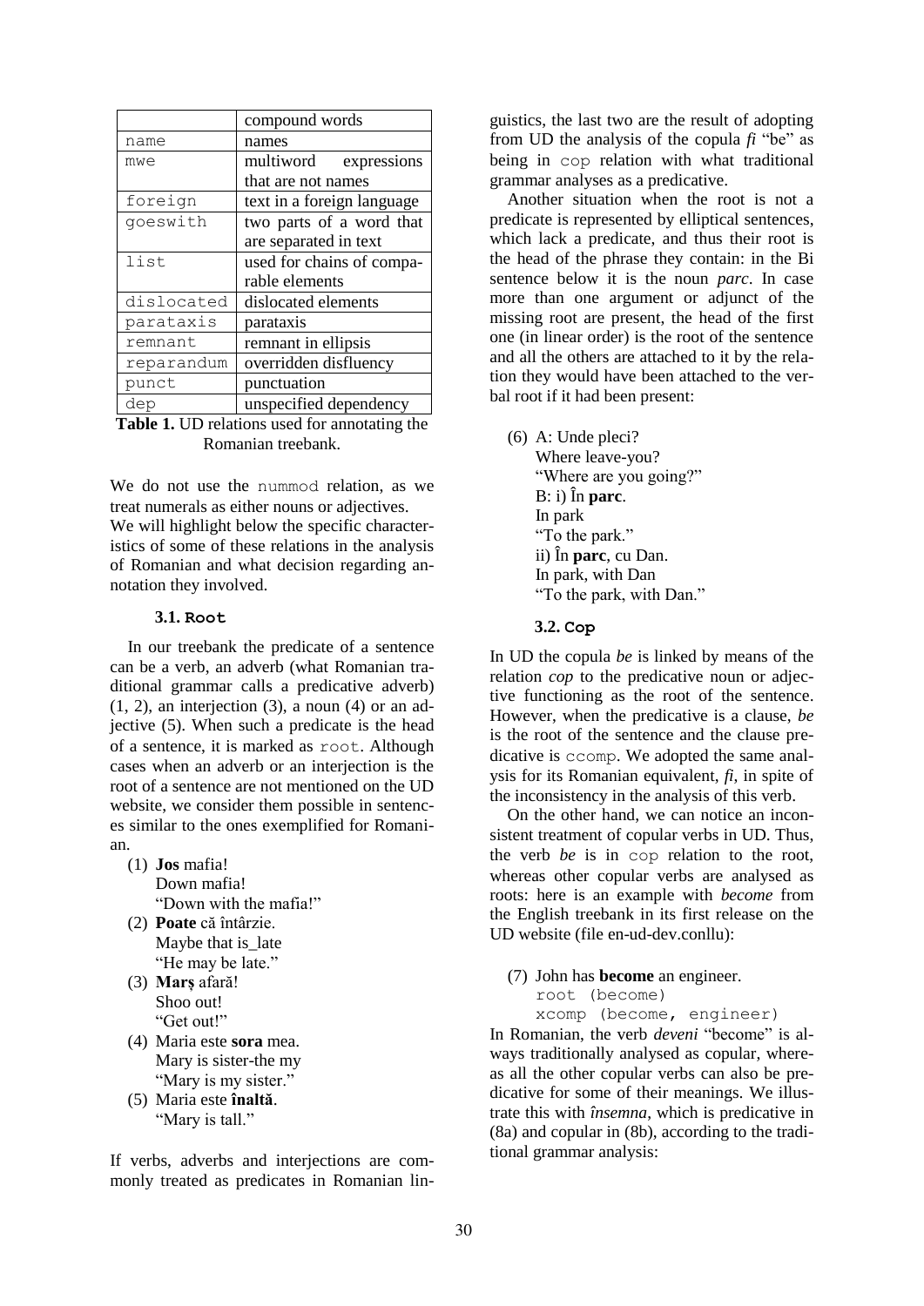| | compound words |
|---|---|
| `name` | names |
| `mwe` | multiword expressions that are not names |
| `foreign` | text in a foreign language |
| `goeswith` | two parts of a word that are separated in text |
| `list` | used for chains of comparable elements |
| `dislocated` | dislocated elements |
| `parataxis` | parataxis |
| `remnant` | remnant in ellipsis |
| `reparandum` | overridden disfluency |
| `punct` | punctuation |
| `dep` | unspecified dependency |

**Table 1.** UD relations used for annotating the Romanian treebank.

We do not use the `nummod` relation, as we treat numerals as either nouns or adjectives.
We will highlight below the specific characteristics of some of these relations in the analysis of Romanian and what decision regarding annotation they involved.

### 3.1. Root

In our treebank the predicate of a sentence can be a verb, an adverb (what Romanian traditional grammar calls a predicative adverb) (1, 2), an interjection (3), a noun (4) or an adjective (5). When such a predicate is the head of a sentence, it is marked as `root`. Although cases when an adverb or an interjection is the root of a sentence are not mentioned on the UD website, we consider them possible in sentences similar to the ones exemplified for Romanian.

(1) **Jos** mafia!
Down mafia!
"Down with the mafia!"

(2) **Poate** că întârzie.
Maybe that is_late
"He may be late."

(3) **Marș** afară!
Shoo out!
"Get out!"

(4) Maria este **sora** mea.
Mary is sister-the my
"Mary is my sister."

(5) Maria este **înaltă**.
"Mary is tall."

If verbs, adverbs and interjections are commonly treated as predicates in Romanian linguistics, the last two are the result of adopting from UD the analysis of the copula *fi* "be" as being in `cop` relation with what traditional grammar analyses as a predicative.

Another situation when the root is not a predicate is represented by elliptical sentences, which lack a predicate, and thus their root is the head of the phrase they contain: in the Bi sentence below it is the noun *parc*. In case more than one argument or adjunct of the missing root are present, the head of the first one (in linear order) is the root of the sentence and all the others are attached to it by the relation they would have been attached to the verbal root if it had been present:

(6) A: Unde pleci?
Where leave-you?
"Where are you going?"
B: i) În **parc**.
In park
"To the park."
ii) În **parc**, cu Dan.
In park, with Dan
"To the park, with Dan."

### 3.2. Cop

In UD the copula *be* is linked by means of the relation *cop* to the predicative noun or adjective functioning as the root of the sentence. However, when the predicative is a clause, *be* is the root of the sentence and the clause predicative is `ccomp`. We adopted the same analysis for its Romanian equivalent, *fi*, in spite of the inconsistency in the analysis of this verb.

On the other hand, we can notice an inconsistent treatment of copular verbs in UD. Thus, the verb *be* is in `cop` relation to the root, whereas other copular verbs are analysed as roots: here is an example with *become* from the English treebank in its first release on the UD website (file en-ud-dev.conllu):

(7) John has **become** an engineer.
`root (become)`
`xcomp (become, engineer)`

In Romanian, the verb *deveni* "become" is always traditionally analysed as copular, whereas all the other copular verbs can also be predicative for some of their meanings. We illustrate this with *însemna*, which is predicative in (8a) and copular in (8b), according to the traditional grammar analysis: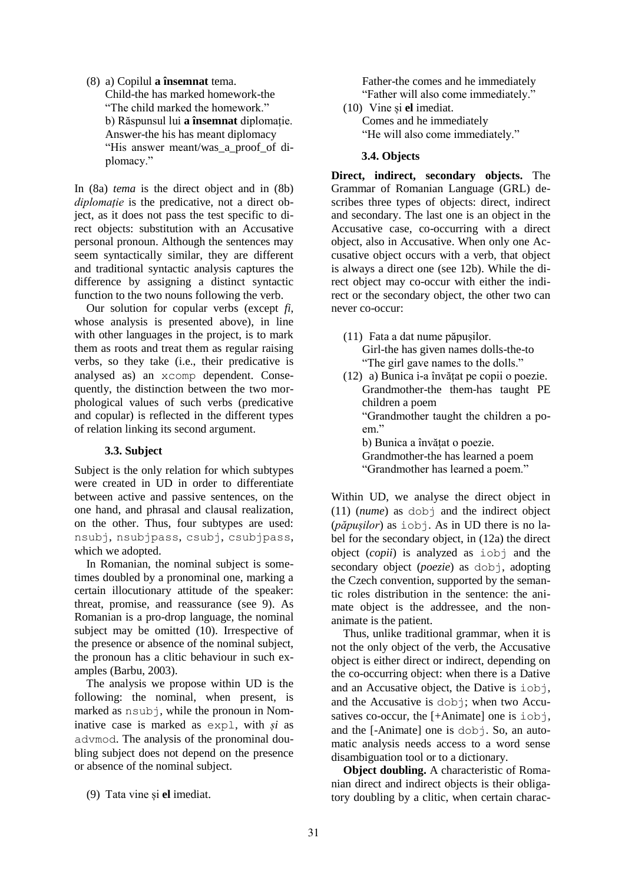(8) a) Copilul **a însemnat** tema.
Child-the has marked homework-the
"The child marked the homework."
b) Răspunsul lui **a însemnat** diplomație.
Answer-the his has meant diplomacy
"His answer meant/was_a_proof_of diplomacy."

In (8a) *tema* is the direct object and in (8b) *diplomație* is the predicative, not a direct object, as it does not pass the test specific to direct objects: substitution with an Accusative personal pronoun. Although the sentences may seem syntactically similar, they are different and traditional syntactic analysis captures the difference by assigning a distinct syntactic function to the two nouns following the verb.

Our solution for copular verbs (except *fi*, whose analysis is presented above), in line with other languages in the project, is to mark them as roots and treat them as regular raising verbs, so they take (i.e., their predicative is analysed as) an `xcomp` dependent. Consequently, the distinction between the two morphological values of such verbs (predicative and copular) is reflected in the different types of relation linking its second argument.

### 3.3. Subject

Subject is the only relation for which subtypes were created in UD in order to differentiate between active and passive sentences, on the one hand, and phrasal and clausal realization, on the other. Thus, four subtypes are used: `nsubj`, `nsubjpass`, `csubj`, `csubjpass`, which we adopted.

In Romanian, the nominal subject is sometimes doubled by a pronominal one, marking a certain illocutionary attitude of the speaker: threat, promise, and reassurance (see 9). As Romanian is a pro-drop language, the nominal subject may be omitted (10). Irrespective of the presence or absence of the nominal subject, the pronoun has a clitic behaviour in such examples (Barbu, 2003).

The analysis we propose within UD is the following: the nominal, when present, is marked as `nsubj`, while the pronoun in Nominative case is marked as `expl`, with *și* as `advmod`. The analysis of the pronominal doubling subject does not depend on the presence or absence of the nominal subject.

(9) Tata vine și **el** imediat.
Father-the comes and he immediately
"Father will also come immediately."

(10) Vine și **el** imediat.
Comes and he immediately
"He will also come immediately."

### 3.4. Objects

**Direct, indirect, secondary objects.** The Grammar of Romanian Language (GRL) describes three types of objects: direct, indirect and secondary. The last one is an object in the Accusative case, co-occurring with a direct object, also in Accusative. When only one Accusative object occurs with a verb, that object is always a direct one (see 12b). While the direct object may co-occur with either the indirect or the secondary object, the other two can never co-occur:

(11) Fata a dat nume păpușilor.
Girl-the has given names dolls-the-to
"The girl gave names to the dolls."

(12) a) Bunica i-a învățat pe copii o poezie.
Grandmother-the them-has taught PE children a poem
"Grandmother taught the children a poem."
b) Bunica a învățat o poezie.
Grandmother-the has learned a poem
"Grandmother has learned a poem."

Within UD, we analyse the direct object in (11) (*nume*) as `dobj` and the indirect object (*păpușilor*) as `iobj`. As in UD there is no label for the secondary object, in (12a) the direct object (*copii*) is analyzed as `iobj` and the secondary object (*poezie*) as `dobj`, adopting the Czech convention, supported by the semantic roles distribution in the sentence: the animate object is the addressee, and the non-animate is the patient.

Thus, unlike traditional grammar, when it is not the only object of the verb, the Accusative object is either direct or indirect, depending on the co-occurring object: when there is a Dative and an Accusative object, the Dative is `iobj`, and the Accusative is `dobj`; when two Accusatives co-occur, the [+Animate] one is `iobj`, and the [-Animate] one is `dobj`. So, an automatic analysis needs access to a word sense disambiguation tool or to a dictionary.

**Object doubling.** A characteristic of Romanian direct and indirect objects is their obligatory doubling by a clitic, when certain charac-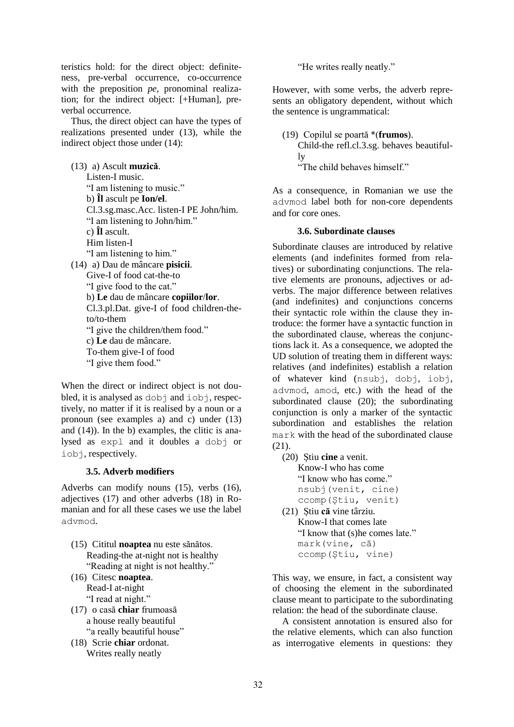teristics hold: for the direct object: definiteness, pre-verbal occurrence, co-occurrence with the preposition *pe*, pronominal realization; for the indirect object: [+Human], pre-verbal occurrence.

Thus, the direct object can have the types of realizations presented under (13), while the indirect object those under (14):

(13) a) Ascult **muzică**.
Listen-I music.
"I am listening to music."
b) **Îl** ascult pe **Ion/el**.
Cl.3.sg.masc.Acc. listen-I PE John/him.
"I am listening to John/him."
c) **Îl** ascult.
Him listen-I
"I am listening to him."

(14) a) Dau de mâncare **pisicii**.
Give-I of food cat-the-to
"I give food to the cat."
b) **Le** dau de mâncare **copiilor**/**lor**.
Cl.3.pl.Dat. give-I of food children-the-to/to-them
"I give the children/them food."
c) **Le** dau de mâncare.
To-them give-I of food
"I give them food."

When the direct or indirect object is not doubled, it is analysed as `dobj` and `iobj`, respectively, no matter if it is realised by a noun or a pronoun (see examples a) and c) under (13) and (14)). In the b) examples, the clitic is analysed as `expl` and it doubles a `dobj` or `iobj`, respectively.

### 3.5. Adverb modifiers

Adverbs can modify nouns (15), verbs (16), adjectives (17) and other adverbs (18) in Romanian and for all these cases we use the label `advmod`.

(15) Cititul **noaptea** nu este sănătos.
Reading-the at-night not is healthy
"Reading at night is not healthy."

(16) Citesc **noaptea**.
Read-I at-night
"I read at night."

(17) o casă **chiar** frumoasă
a house really beautiful
"a really beautiful house"

(18) Scrie **chiar** ordonat.
Writes really neatly
"He writes really neatly."

However, with some verbs, the adverb represents an obligatory dependent, without which the sentence is ungrammatical:

(19) Copilul se poartă *(**frumos**).
Child-the refl.cl.3.sg. behaves beautifully
"The child behaves himself."

As a consequence, in Romanian we use the `advmod` label both for non-core dependents and for core ones.

### 3.6. Subordinate clauses

Subordinate clauses are introduced by relative elements (and indefinites formed from relatives) or subordinating conjunctions. The relative elements are pronouns, adjectives or adverbs. The major difference between relatives (and indefinites) and conjunctions concerns their syntactic role within the clause they introduce: the former have a syntactic function in the subordinated clause, whereas the conjunctions lack it. As a consequence, we adopted the UD solution of treating them in different ways: relatives (and indefinites) establish a relation of whatever kind (`nsubj`, `dobj`, `iobj`, `advmod`, `amod`, etc.) with the head of the subordinated clause (20); the subordinating conjunction is only a marker of the syntactic subordination and establishes the relation `mark` with the head of the subordinate clause (21).

(20) Știu **cine** a venit.
Know-I who has come
"I know who has come."
`nsubj(venit, cine)`
`ccomp(Știu, venit)`

(21) Știu **că** vine târziu.
Know-I that comes late
"I know that (s)he comes late."
`mark(vine, că)`
`ccomp(Știu, vine)`

This way, we ensure, in fact, a consistent way of choosing the element in the subordinated clause meant to participate to the subordinating relation: the head of the subordinate clause.

A consistent annotation is ensured also for the relative elements, which can also function as interrogative elements in questions: they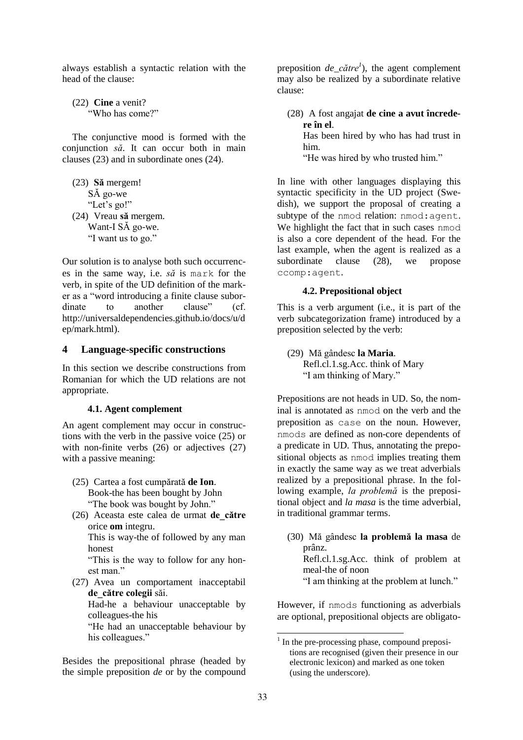always establish a syntactic relation with the head of the clause:

(22) **Cine** a venit?
"Who has come?"

The conjunctive mood is formed with the conjunction *să*. It can occur both in main clauses (23) and in subordinate ones (24).

(23) **Să** mergem!
SĂ go-we
"Let's go!"

(24) Vreau **să** mergem.
Want-I SĂ go-we.
"I want us to go."

Our solution is to analyse both such occurrences in the same way, i.e. *să* is `mark` for the verb, in spite of the UD definition of the marker as a "word introducing a finite clause subordinate to another clause" (cf. http://universaldependencies.github.io/docs/u/dep/mark.html).

## 4 Language-specific constructions

In this section we describe constructions from Romanian for which the UD relations are not appropriate.

### 4.1. Agent complement

An agent complement may occur in constructions with the verb in the passive voice (25) or with non-finite verbs (26) or adjectives (27) with a passive meaning:

(25) Cartea a fost cumpărată **de Ion**.
Book-the has been bought by John
"The book was bought by John."

(26) Aceasta este calea de urmat **de_către** orice **om** integru.
This is way-the of followed by any man honest
"This is the way to follow for any honest man."

(27) Avea un comportament inacceptabil **de_către colegii** săi.
Had-he a behaviour unacceptable by colleagues-the his
"He had an unacceptable behaviour by his colleagues."

Besides the prepositional phrase (headed by the simple preposition *de* or by the compound preposition *de_către*[1]), the agent complement may also be realized by a subordinate relative clause:

(28) A fost angajat **de cine a avut încredere în el**.
Has been hired by who has had trust in him.
"He was hired by who trusted him."

In line with other languages displaying this syntactic specificity in the UD project (Swedish), we support the proposal of creating a subtype of the `nmod` relation: `nmod:agent`. We highlight the fact that in such cases `nmod` is also a core dependent of the head. For the last example, when the agent is realized as a subordinate clause (28), we propose `ccomp:agent`.

### 4.2. Prepositional object

This is a verb argument (i.e., it is part of the verb subcategorization frame) introduced by a preposition selected by the verb:

(29) Mă gândesc **la Maria**.
Refl.cl.1.sg.Acc. think of Mary
"I am thinking of Mary."

Prepositions are not heads in UD. So, the nominal is annotated as `nmod` on the verb and the preposition as `case` on the noun. However, `nmods` are defined as non-core dependents of a predicate in UD. Thus, annotating the prepositional objects as `nmod` implies treating them in exactly the same way as we treat adverbials realized by a prepositional phrase. In the following example, *la problemă* is the prepositional object and *la masa* is the time adverbial, in traditional grammar terms.

(30) Mă gândesc **la problemă la masa** de prânz.
Refl.cl.1.sg.Acc. think of problem at meal-the of noon
"I am thinking at the problem at lunch."

However, if `nmods` functioning as adverbials are optional, prepositional objects are obligato-

[1] In the pre-processing phase, compound prepositions are recognised (given their presence in our electronic lexicon) and marked as one token (using the underscore).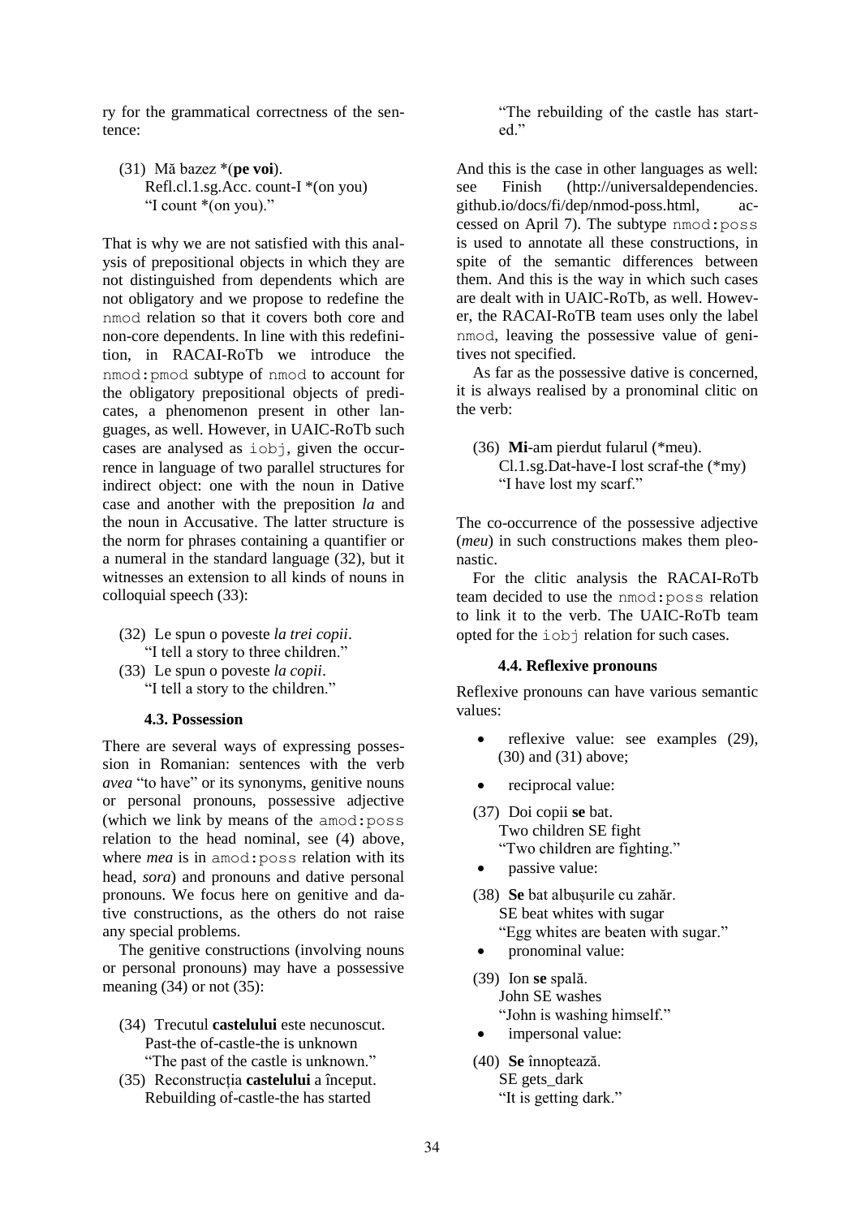ry for the grammatical correctness of the sentence:

(31) Mă bazez *(**pe voi**).
Refl.cl.1.sg.Acc. count-I *(on you)
"I count *(on you)."

That is why we are not satisfied with this analysis of prepositional objects in which they are not distinguished from dependents which are not obligatory and we propose to redefine the `nmod` relation so that it covers both core and non-core dependents. In line with this redefinition, in RACAI-RoTb we introduce the `nmod:pmod` subtype of `nmod` to account for the obligatory prepositional objects of predicates, a phenomenon present in other languages, as well. However, in UAIC-RoTb such cases are analysed as `iobj`, given the occurrence in language of two parallel structures for indirect object: one with the noun in Dative case and another with the preposition *la* and the noun in Accusative. The latter structure is the norm for phrases containing a quantifier or a numeral in the standard language (32), but it witnesses an extension to all kinds of nouns in colloquial speech (33):

(32) Le spun o poveste *la trei copii*.
"I tell a story to three children."

(33) Le spun o poveste *la copii*.
"I tell a story to the children."

### 4.3. Possession

There are several ways of expressing possession in Romanian: sentences with the verb *avea* "to have" or its synonyms, genitive nouns or personal pronouns, possessive adjective (which we link by means of the `amod:poss` relation to the head nominal, see (4) above, where *mea* is in `amod:poss` relation with its head, *sora*) and pronouns and dative personal pronouns. We focus here on genitive and dative constructions, as the others do not raise any special problems.

The genitive constructions (involving nouns or personal pronouns) may have a possessive meaning (34) or not (35):

(34) Trecutul **castelului** este necunoscut.
Past-the of-castle-the is unknown
"The past of the castle is unknown."

(35) Reconstrucția **castelului** a început.
Rebuilding of-castle-the has started
"The rebuilding of the castle has started."

And this is the case in other languages as well: see Finish (http://universaldependencies.github.io/docs/fi/dep/nmod-poss.html, accessed on April 7). The subtype `nmod:poss` is used to annotate all these constructions, in spite of the semantic differences between them. And this is the way in which such cases are dealt with in UAIC-RoTb, as well. However, the RACAI-RoTB team uses only the label `nmod`, leaving the possessive value of genitives not specified.

As far as the possessive dative is concerned, it is always realised by a pronominal clitic on the verb:

(36) **Mi**-am pierdut fularul (*meu).
Cl.1.sg.Dat-have-I lost scraf-the (*my)
"I have lost my scarf."

The co-occurrence of the possessive adjective (*meu*) in such constructions makes them pleonastic.

For the clitic analysis the RACAI-RoTb team decided to use the `nmod:poss` relation to link it to the verb. The UAIC-RoTb team opted for the `iobj` relation for such cases.

### 4.4. Reflexive pronouns

Reflexive pronouns can have various semantic values:

- reflexive value: see examples (29), (30) and (31) above;
- reciprocal value:

(37) Doi copii **se** bat.
Two children SE fight
"Two children are fighting."

- passive value:

(38) **Se** bat albușurile cu zahăr.
SE beat whites with sugar
"Egg whites are beaten with sugar."

- pronominal value:

(39) Ion **se** spală.
John SE washes
"John is washing himself."

- impersonal value:

(40) **Se** înnoptează.
SE gets_dark
"It is getting dark."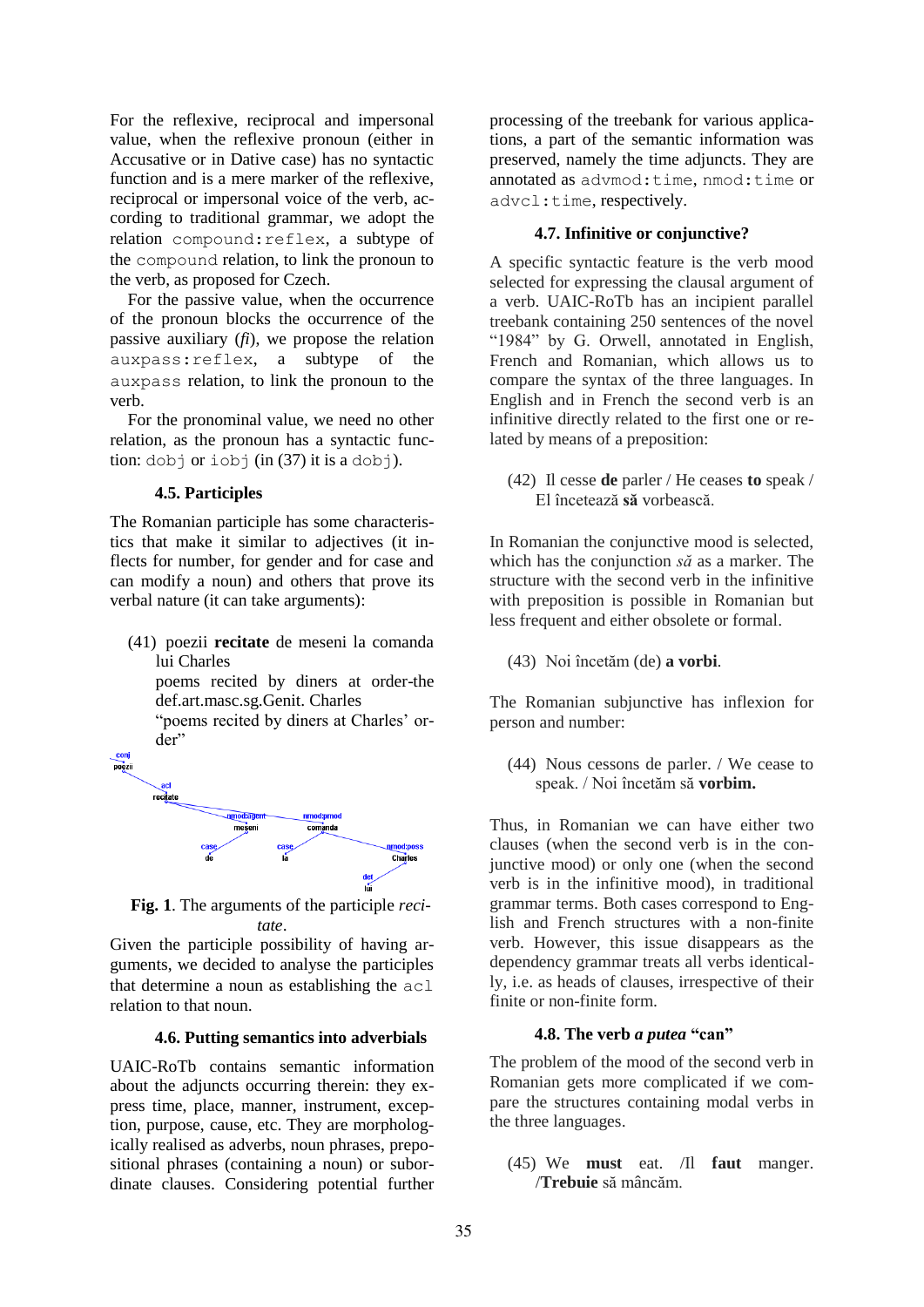For the reflexive, reciprocal and impersonal value, when the reflexive pronoun (either in Accusative or in Dative case) has no syntactic function and is a mere marker of the reflexive, reciprocal or impersonal voice of the verb, according to traditional grammar, we adopt the relation `compound:reflex`, a subtype of the `compound` relation, to link the pronoun to the verb, as proposed for Czech.

For the passive value, when the occurrence of the pronoun blocks the occurrence of the passive auxiliary (*fi*), we propose the relation `auxpass:reflex`, a subtype of the `auxpass` relation, to link the pronoun to the verb.

For the pronominal value, we need no other relation, as the pronoun has a syntactic function: `dobj` or `iobj` (in (37) it is a `dobj`).

### 4.5. Participles

The Romanian participle has some characteristics that make it similar to adjectives (it inflects for number, for gender and for case and can modify a noun) and others that prove its verbal nature (it can take arguments):

(41) poezii **recitate** de meseni la comanda lui Charles
poems recited by diners at order-the def.art.masc.sg.Genit. Charles
"poems recited by diners at Charles' order"

**Fig. 1**. The arguments of the participle *recitate*.

Given the participle possibility of having arguments, we decided to analyse the participles that determine a noun as establishing the `acl` relation to that noun.

### 4.6. Putting semantics into adverbials

UAIC-RoTb contains semantic information about the adjuncts occurring therein: they express time, place, manner, instrument, exception, purpose, cause, etc. They are morphologically realised as adverbs, noun phrases, prepositional phrases (containing a noun) or subordinate clauses. Considering potential further processing of the treebank for various applications, a part of the semantic information was preserved, namely the time adjuncts. They are annotated as `advmod:time`, `nmod:time` or `advcl:time`, respectively.

### 4.7. Infinitive or conjunctive?

A specific syntactic feature is the verb mood selected for expressing the clausal argument of a verb. UAIC-RoTb has an incipient parallel treebank containing 250 sentences of the novel "1984" by G. Orwell, annotated in English, French and Romanian, which allows us to compare the syntax of the three languages. In English and in French the second verb is an infinitive directly related to the first one or related by means of a preposition:

(42) Il cesse **de** parler / He ceases **to** speak / El încetează **să** vorbească.

In Romanian the conjunctive mood is selected, which has the conjunction *să* as a marker. The structure with the second verb in the infinitive with preposition is possible in Romanian but less frequent and either obsolete or formal.

(43) Noi încetăm (de) **a vorbi**.

The Romanian subjunctive has inflexion for person and number:

(44) Nous cessons de parler. / We cease to speak. / Noi încetăm să **vorbim.**

Thus, in Romanian we can have either two clauses (when the second verb is in the conjunctive mood) or only one (when the second verb is in the infinitive mood), in traditional grammar terms. Both cases correspond to English and French structures with a non-finite verb. However, this issue disappears as the dependency grammar treats all verbs identically, i.e. as heads of clauses, irrespective of their finite or non-finite form.

### 4.8. The verb *a putea* "can"

The problem of the mood of the second verb in Romanian gets more complicated if we compare the structures containing modal verbs in the three languages.

(45) We **must** eat. /Il **faut** manger. /**Trebuie** să mâncăm.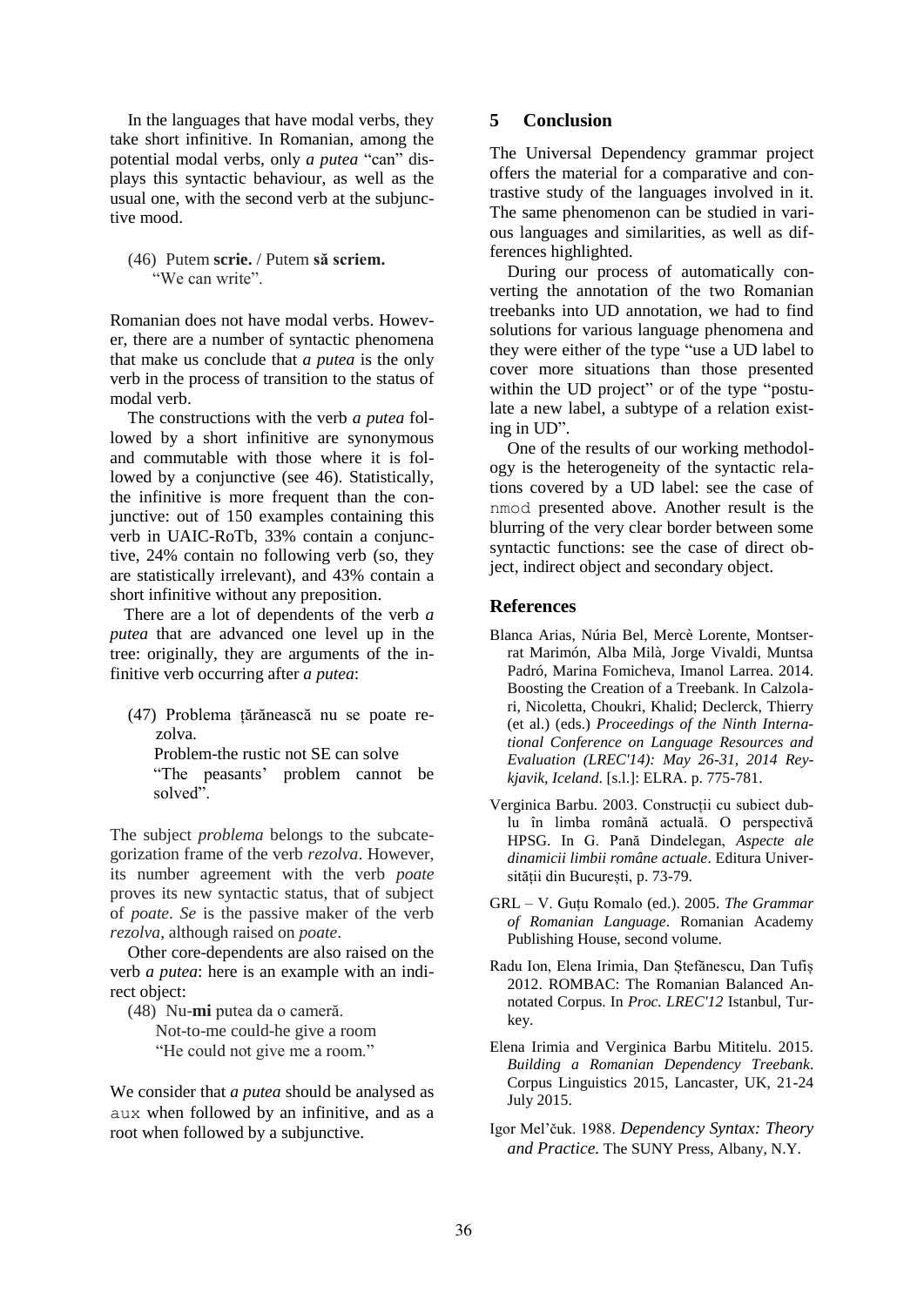In the languages that have modal verbs, they take short infinitive. In Romanian, among the potential modal verbs, only *a putea* "can" displays this syntactic behaviour, as well as the usual one, with the second verb at the subjunctive mood.

(46) Putem **scrie.** / Putem **să scriem.**
"We can write".

Romanian does not have modal verbs. However, there are a number of syntactic phenomena that make us conclude that *a putea* is the only verb in the process of transition to the status of modal verb.

The constructions with the verb *a putea* followed by a short infinitive are synonymous and commutable with those where it is followed by a conjunctive (see 46). Statistically, the infinitive is more frequent than the conjunctive: out of 150 examples containing this verb in UAIC-RoTb, 33% contain a conjunctive, 24% contain no following verb (so, they are statistically irrelevant), and 43% contain a short infinitive without any preposition.

There are a lot of dependents of the verb *a putea* that are advanced one level up in the tree: originally, they are arguments of the infinitive verb occurring after *a putea*:

(47) Problema țărănească nu se poate rezolva.
Problem-the rustic not SE can solve
"The peasants' problem cannot be solved".

The subject *problema* belongs to the subcategorization frame of the verb *rezolva*. However, its number agreement with the verb *poate* proves its new syntactic status, that of subject of *poate*. *Se* is the passive maker of the verb *rezolva*, although raised on *poate*.

Other core-dependents are also raised on the verb *a putea*: here is an example with an indirect object:

(48) Nu-**mi** putea da o cameră.
Not-to-me could-he give a room
"He could not give me a room."

We consider that *a putea* should be analysed as aux when followed by an infinitive, and as a root when followed by a subjunctive.

## 5 Conclusion

The Universal Dependency grammar project offers the material for a comparative and contrastive study of the languages involved in it. The same phenomenon can be studied in various languages and similarities, as well as differences highlighted.

During our process of automatically converting the annotation of the two Romanian treebanks into UD annotation, we had to find solutions for various language phenomena and they were either of the type "use a UD label to cover more situations than those presented within the UD project" or of the type "postulate a new label, a subtype of a relation existing in UD".

One of the results of our working methodology is the heterogeneity of the syntactic relations covered by a UD label: see the case of nmod presented above. Another result is the blurring of the very clear border between some syntactic functions: see the case of direct object, indirect object and secondary object.

## References

Blanca Arias, Núria Bel, Mercè Lorente, Montserrat Marimón, Alba Milà, Jorge Vivaldi, Muntsa Padró, Marina Fomicheva, Imanol Larrea. 2014. Boosting the Creation of a Treebank. In Calzolari, Nicoletta, Choukri, Khalid; Declerck, Thierry (et al.) (eds.) *Proceedings of the Ninth International Conference on Language Resources and Evaluation (LREC'14): May 26-31, 2014 Reykjavik, Iceland*. [s.l.]: ELRA. p. 775-781.

Verginica Barbu. 2003. Construcții cu subiect dublu în limba română actuală. O perspectivă HPSG. In G. Pană Dindelegan, *Aspecte ale dinamicii limbii române actuale*. Editura Universității din București, p. 73-79.

GRL – V. Guțu Romalo (ed.). 2005. *The Grammar of Romanian Language*. Romanian Academy Publishing House, second volume.

Radu Ion, Elena Irimia, Dan Ștefănescu, Dan Tufiș 2012. ROMBAC: The Romanian Balanced Annotated Corpus. In *Proc. LREC'12* Istanbul, Turkey.

Elena Irimia and Verginica Barbu Mititelu. 2015. *Building a Romanian Dependency Treebank*. Corpus Linguistics 2015, Lancaster, UK, 21-24 July 2015.

Igor Mel'čuk. 1988. *Dependency Syntax: Theory and Practice*. The SUNY Press, Albany, N.Y.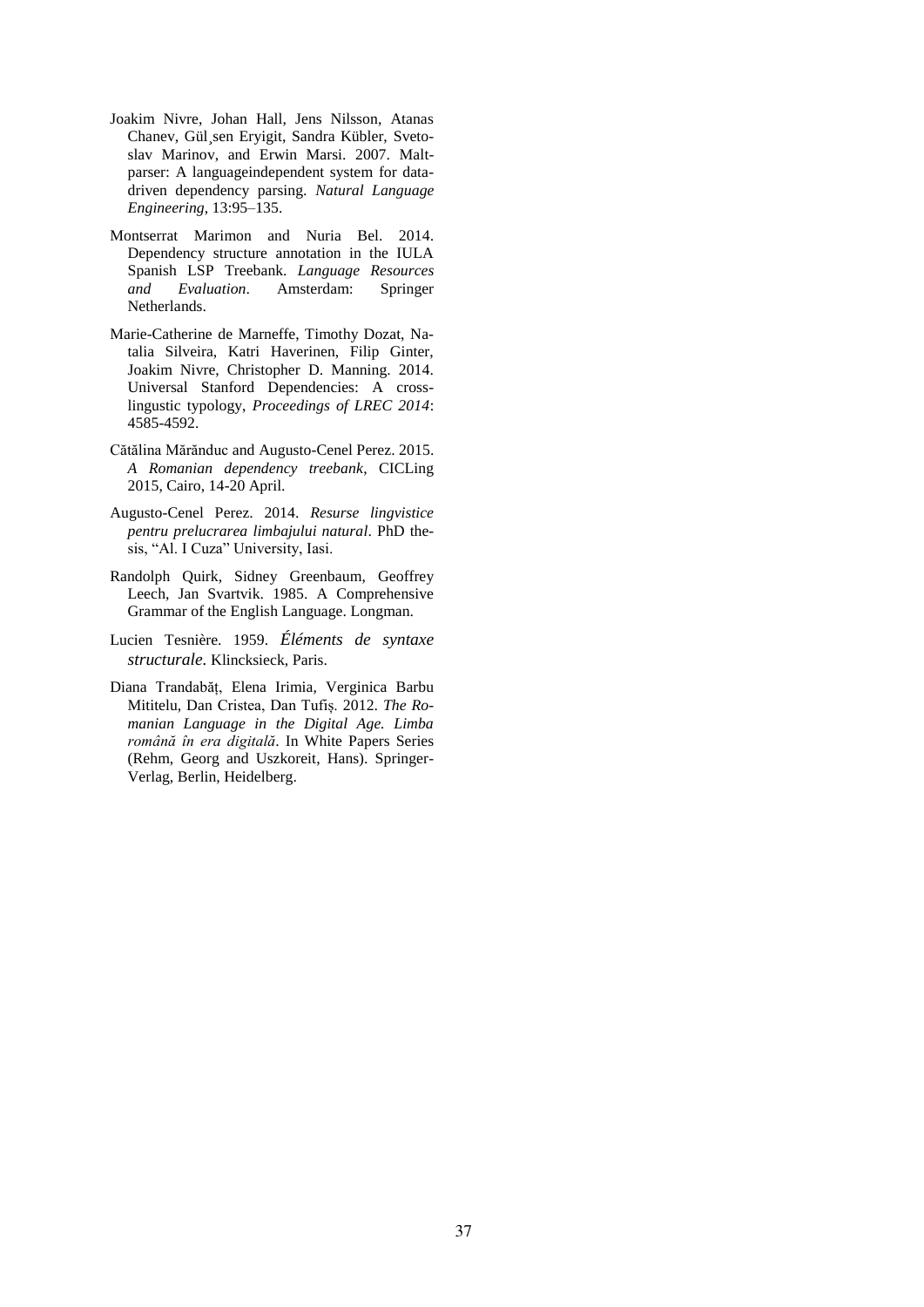Joakim Nivre, Johan Hall, Jens Nilsson, Atanas Chanev, Gül¸sen Eryigit, Sandra Kübler, Svetoslav Marinov, and Erwin Marsi. 2007. Maltparser: A languageindependent system for data-driven dependency parsing. *Natural Language Engineering*, 13:95–135.

Montserrat Marimon and Nuria Bel. 2014. Dependency structure annotation in the IULA Spanish LSP Treebank. *Language Resources and Evaluation*. Amsterdam: Springer Netherlands.

Marie-Catherine de Marneffe, Timothy Dozat, Natalia Silveira, Katri Haverinen, Filip Ginter, Joakim Nivre, Christopher D. Manning. 2014. Universal Stanford Dependencies: A cross-lingustic typology, *Proceedings of LREC 2014*: 4585-4592.

Cătălina Mărănduc and Augusto-Cenel Perez. 2015. *A Romanian dependency treebank*, CICLing 2015, Cairo, 14-20 April.

Augusto-Cenel Perez. 2014. *Resurse lingvistice pentru prelucrarea limbajului natural*. PhD thesis, "Al. I Cuza" University, Iasi.

Randolph Quirk, Sidney Greenbaum, Geoffrey Leech, Jan Svartvik. 1985. A Comprehensive Grammar of the English Language. Longman.

Lucien Tesnière. 1959. *Éléments de syntaxe structurale*. Klincksieck, Paris.

Diana Trandabăţ, Elena Irimia, Verginica Barbu Mititelu, Dan Cristea, Dan Tufiş. 2012. *The Romanian Language in the Digital Age. Limba română în era digitală*. In White Papers Series (Rehm, Georg and Uszkoreit, Hans). Springer-Verlag, Berlin, Heidelberg.